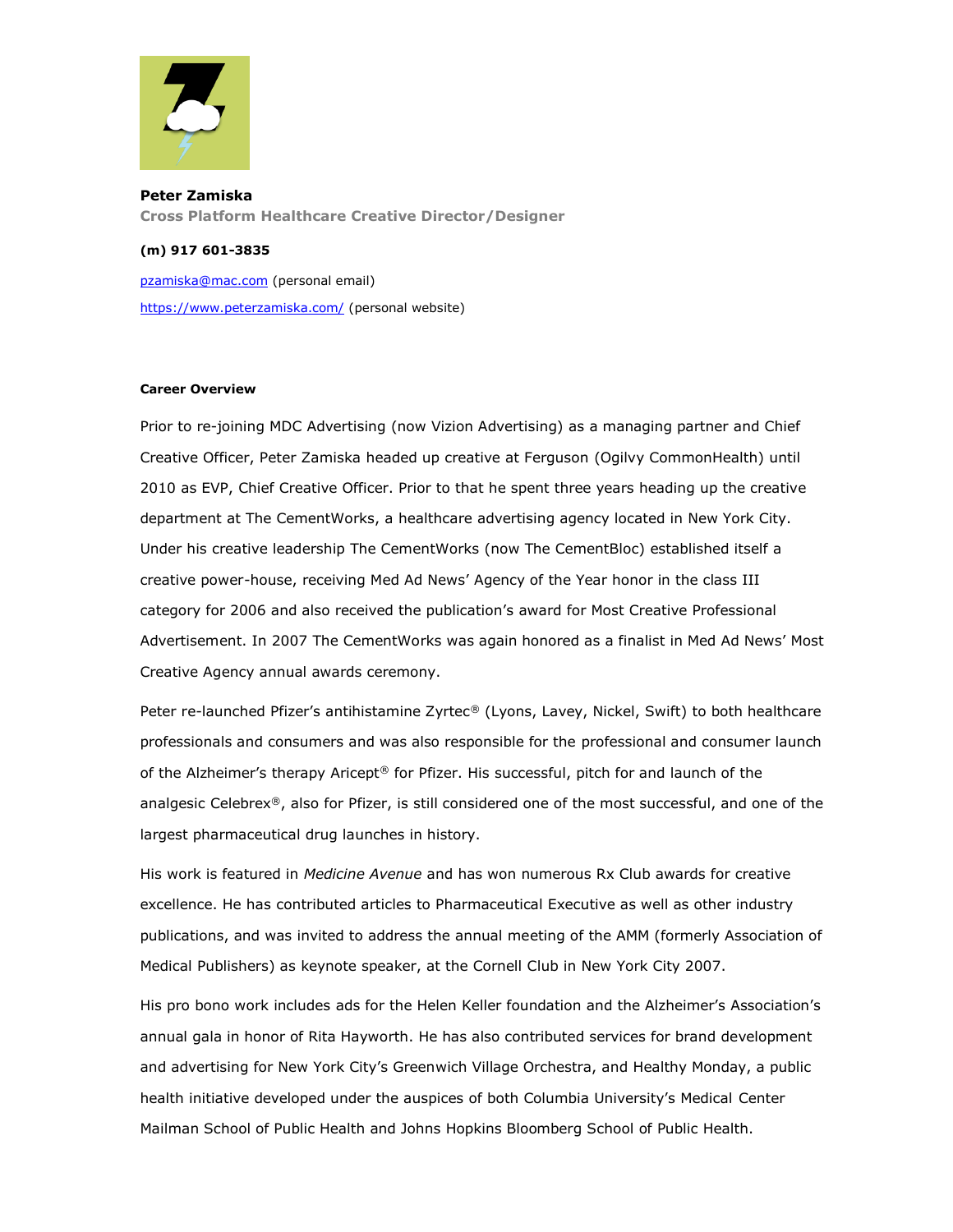**Peter Zamiska**
**Cross Platform Healthcare Creative Director/Designer**

**(m) 917 601-3835**

pzamiska@mac.com (personal email)

https://www.peterzamiska.com/ (personal website)

**Career Overview**

Prior to re-joining MDC Advertising (now Vizion Advertising) as a managing partner and Chief Creative Officer, Peter Zamiska headed up creative at Ferguson (Ogilvy CommonHealth) until 2010 as EVP, Chief Creative Officer. Prior to that he spent three years heading up the creative department at The CementWorks, a healthcare advertising agency located in New York City. Under his creative leadership The CementWorks (now The CementBloc) established itself a creative power-house, receiving Med Ad News' Agency of the Year honor in the class III category for 2006 and also received the publication's award for Most Creative Professional Advertisement. In 2007 The CementWorks was again honored as a finalist in Med Ad News' Most Creative Agency annual awards ceremony.

Peter re-launched Pfizer's antihistamine Zyrtec® (Lyons, Lavey, Nickel, Swift) to both healthcare professionals and consumers and was also responsible for the professional and consumer launch of the Alzheimer's therapy Aricept® for Pfizer. His successful, pitch for and launch of the analgesic Celebrex®, also for Pfizer, is still considered one of the most successful, and one of the largest pharmaceutical drug launches in history.

His work is featured in *Medicine Avenue* and has won numerous Rx Club awards for creative excellence. He has contributed articles to Pharmaceutical Executive as well as other industry publications, and was invited to address the annual meeting of the AMM (formerly Association of Medical Publishers) as keynote speaker, at the Cornell Club in New York City 2007.

His pro bono work includes ads for the Helen Keller foundation and the Alzheimer's Association's annual gala in honor of Rita Hayworth. He has also contributed services for brand development and advertising for New York City's Greenwich Village Orchestra, and Healthy Monday, a public health initiative developed under the auspices of both Columbia University's Medical Center Mailman School of Public Health and Johns Hopkins Bloomberg School of Public Health.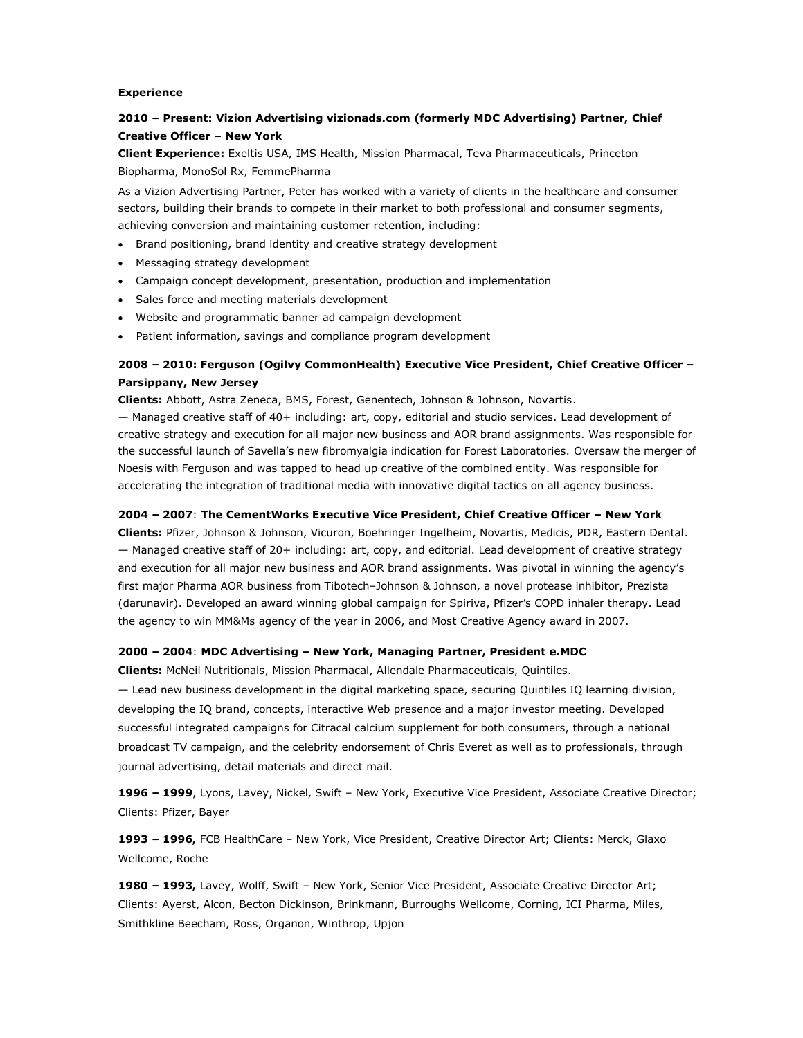## Experience

### 2010 – Present: Vizion Advertising vizionads.com (formerly MDC Advertising) Partner, Chief Creative Officer – New York

**Client Experience:** Exeltis USA, IMS Health, Mission Pharmacal, Teva Pharmaceuticals, Princeton Biopharma, MonoSol Rx, FemmePharma

As a Vizion Advertising Partner, Peter has worked with a variety of clients in the healthcare and consumer sectors, building their brands to compete in their market to both professional and consumer segments, achieving conversion and maintaining customer retention, including:

- Brand positioning, brand identity and creative strategy development
- Messaging strategy development
- Campaign concept development, presentation, production and implementation
- Sales force and meeting materials development
- Website and programmatic banner ad campaign development
- Patient information, savings and compliance program development

### 2008 – 2010: Ferguson (Ogilvy CommonHealth) Executive Vice President, Chief Creative Officer – Parsippany, New Jersey

**Clients:** Abbott, Astra Zeneca, BMS, Forest, Genentech, Johnson & Johnson, Novartis.

— Managed creative staff of 40+ including: art, copy, editorial and studio services. Lead development of creative strategy and execution for all major new business and AOR brand assignments. Was responsible for the successful launch of Savella's new fibromyalgia indication for Forest Laboratories. Oversaw the merger of Noesis with Ferguson and was tapped to head up creative of the combined entity. Was responsible for accelerating the integration of traditional media with innovative digital tactics on all agency business.

### 2004 – 2007: The CementWorks Executive Vice President, Chief Creative Officer – New York

**Clients:** Pfizer, Johnson & Johnson, Vicuron, Boehringer Ingelheim, Novartis, Medicis, PDR, Eastern Dental.

— Managed creative staff of 20+ including: art, copy, and editorial. Lead development of creative strategy and execution for all major new business and AOR brand assignments. Was pivotal in winning the agency's first major Pharma AOR business from Tibotech–Johnson & Johnson, a novel protease inhibitor, Prezista (darunavir). Developed an award winning global campaign for Spiriva, Pfizer's COPD inhaler therapy. Lead the agency to win MM&Ms agency of the year in 2006, and Most Creative Agency award in 2007.

### 2000 – 2004: MDC Advertising – New York, Managing Partner, President e.MDC

**Clients:** McNeil Nutritionals, Mission Pharmacal, Allendale Pharmaceuticals, Quintiles.

— Lead new business development in the digital marketing space, securing Quintiles IQ learning division, developing the IQ brand, concepts, interactive Web presence and a major investor meeting. Developed successful integrated campaigns for Citracal calcium supplement for both consumers, through a national broadcast TV campaign, and the celebrity endorsement of Chris Everet as well as to professionals, through journal advertising, detail materials and direct mail.

**1996 – 1999**, Lyons, Lavey, Nickel, Swift – New York, Executive Vice President, Associate Creative Director; Clients: Pfizer, Bayer

**1993 – 1996,** FCB HealthCare – New York, Vice President, Creative Director Art; Clients: Merck, Glaxo Wellcome, Roche

**1980 – 1993,** Lavey, Wolff, Swift – New York, Senior Vice President, Associate Creative Director Art; Clients: Ayerst, Alcon, Becton Dickinson, Brinkmann, Burroughs Wellcome, Corning, ICI Pharma, Miles, Smithkline Beecham, Ross, Organon, Winthrop, Upjon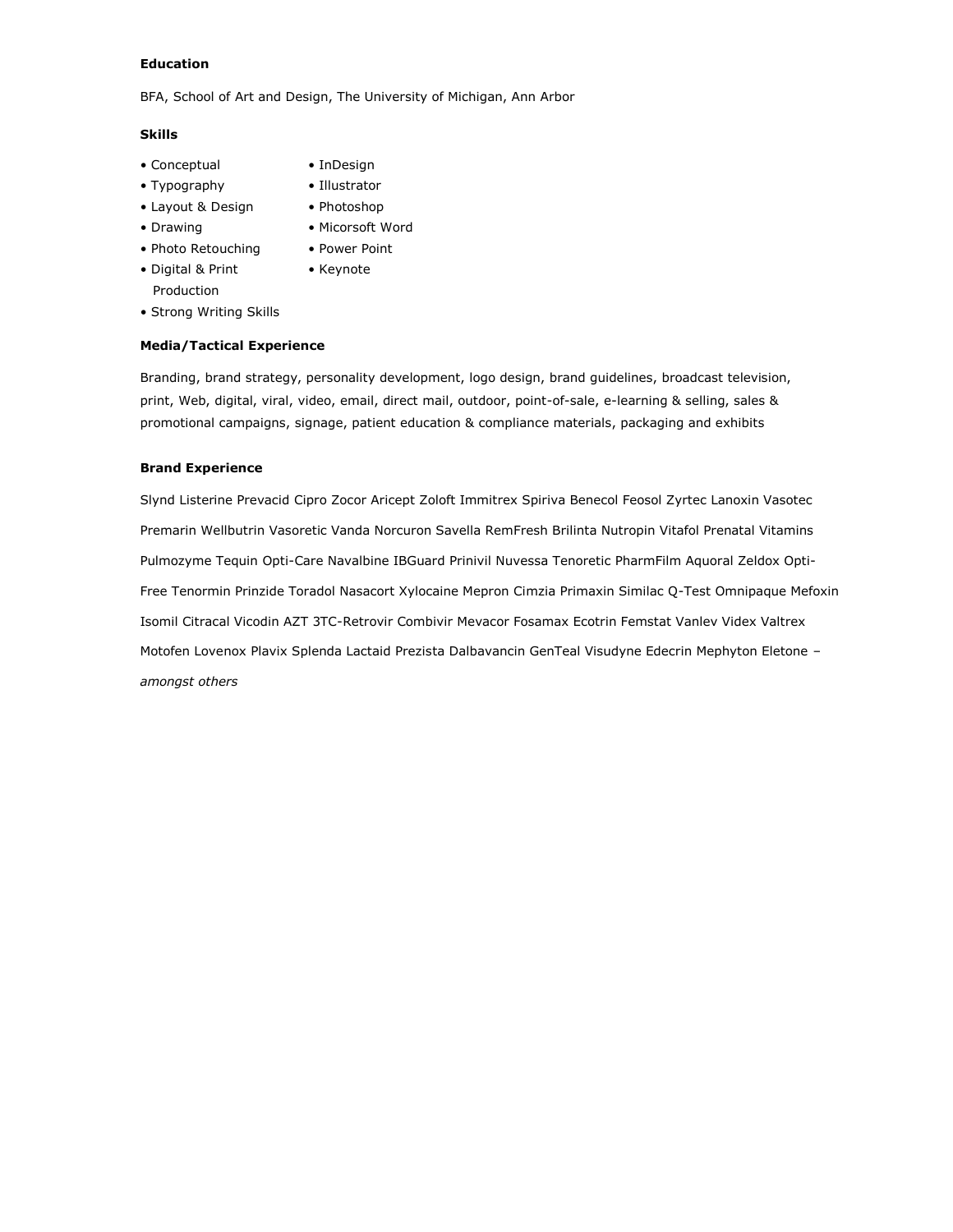**Education**

BFA, School of Art and Design, The University of Michigan, Ann Arbor

**Skills**

- Conceptual
- Typography
- Layout & Design
- Drawing
- Photo Retouching
- Digital & Print Production
- Strong Writing Skills
- InDesign
- Illustrator
- Photoshop
- Micorsoft Word
- Power Point
- Keynote

**Media/Tactical Experience**

Branding, brand strategy, personality development, logo design, brand guidelines, broadcast television, print, Web, digital, viral, video, email, direct mail, outdoor, point-of-sale, e-learning & selling, sales & promotional campaigns, signage, patient education & compliance materials, packaging and exhibits

**Brand Experience**

Slynd Listerine Prevacid Cipro Zocor Aricept Zoloft Immitrex Spiriva Benecol Feosol Zyrtec Lanoxin Vasotec Premarin Wellbutrin Vasoretic Vanda Norcuron Savella RemFresh Brilinta Nutropin Vitafol Prenatal Vitamins Pulmozyme Tequin Opti-Care Navalbine IBGuard Prinivil Nuvessa Tenoretic PharmFilm Aquoral Zeldox Opti-Free Tenormin Prinzide Toradol Nasacort Xylocaine Mepron Cimzia Primaxin Similac Q-Test Omnipaque Mefoxin Isomil Citracal Vicodin AZT 3TC-Retrovir Combivir Mevacor Fosamax Ecotrin Femstat Vanlev Videx Valtrex Motofen Lovenox Plavix Splenda Lactaid Prezista Dalbavancin GenTeal Visudyne Edecrin Mephyton Eletone – *amongst others*